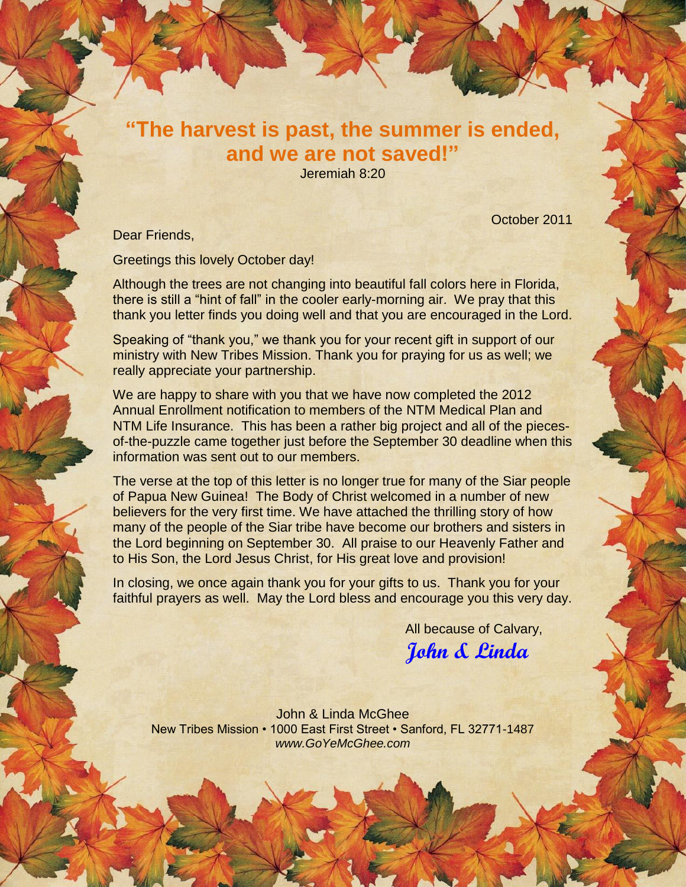## "The harvest is past, the summer is ended, and we are not saved!"

Jeremiah 8:20

October 2011

Dear Friends,

Greetings this lovely October day!

Although the trees are not changing into beautiful fall colors here in Florida, there is still a "hint of fall" in the cooler early-morning air. We pray that this thank you letter finds you doing well and that you are encouraged in the Lord.

Speaking of "thank you," we thank you for your recent gift in support of our ministry with New Tribes Mission. Thank you for praying for us as well; we really appreciate your partnership.

We are happy to share with you that we have now completed the 2012 Annual Enrollment notification to members of the NTM Medical Plan and NTM Life Insurance. This has been a rather big project and all of the pieces-of-the-puzzle came together just before the September 30 deadline when this information was sent out to our members.

The verse at the top of this letter is no longer true for many of the Siar people of Papua New Guinea! The Body of Christ welcomed in a number of new believers for the very first time. We have attached the thrilling story of how many of the people of the Siar tribe have become our brothers and sisters in the Lord beginning on September 30. All praise to our Heavenly Father and to His Son, the Lord Jesus Christ, for His great love and provision!

In closing, we once again thank you for your gifts to us. Thank you for your faithful prayers as well. May the Lord bless and encourage you this very day.

All because of Calvary,

**John & Linda**

John & Linda McGhee
New Tribes Mission • 1000 East First Street • Sanford, FL 32771-1487
*www.GoYeMcGhee.com*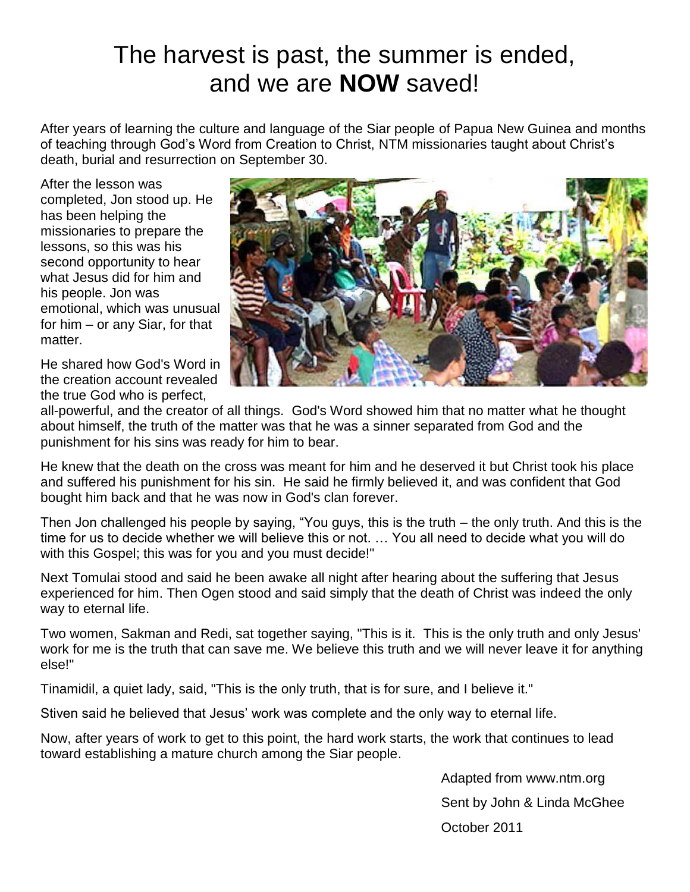# The harvest is past, the summer is ended, and we are **NOW** saved!

After years of learning the culture and language of the Siar people of Papua New Guinea and months of teaching through God's Word from Creation to Christ, NTM missionaries taught about Christ's death, burial and resurrection on September 30.

After the lesson was completed, Jon stood up. He has been helping the missionaries to prepare the lessons, so this was his second opportunity to hear what Jesus did for him and his people. Jon was emotional, which was unusual for him – or any Siar, for that matter.

He shared how God's Word in the creation account revealed the true God who is perfect, all-powerful, and the creator of all things. God's Word showed him that no matter what he thought about himself, the truth of the matter was that he was a sinner separated from God and the punishment for his sins was ready for him to bear.

He knew that the death on the cross was meant for him and he deserved it but Christ took his place and suffered his punishment for his sin. He said he firmly believed it, and was confident that God bought him back and that he was now in God's clan forever.

Then Jon challenged his people by saying, "You guys, this is the truth – the only truth. And this is the time for us to decide whether we will believe this or not. … You all need to decide what you will do with this Gospel; this was for you and you must decide!"

Next Tomulai stood and said he been awake all night after hearing about the suffering that Jesus experienced for him. Then Ogen stood and said simply that the death of Christ was indeed the only way to eternal life.

Two women, Sakman and Redi, sat together saying, "This is it. This is the only truth and only Jesus' work for me is the truth that can save me. We believe this truth and we will never leave it for anything else!"

Tinamidil, a quiet lady, said, "This is the only truth, that is for sure, and I believe it."

Stiven said he believed that Jesus' work was complete and the only way to eternal life.

Now, after years of work to get to this point, the hard work starts, the work that continues to lead toward establishing a mature church among the Siar people.

Adapted from www.ntm.org

Sent by John & Linda McGhee

October 2011